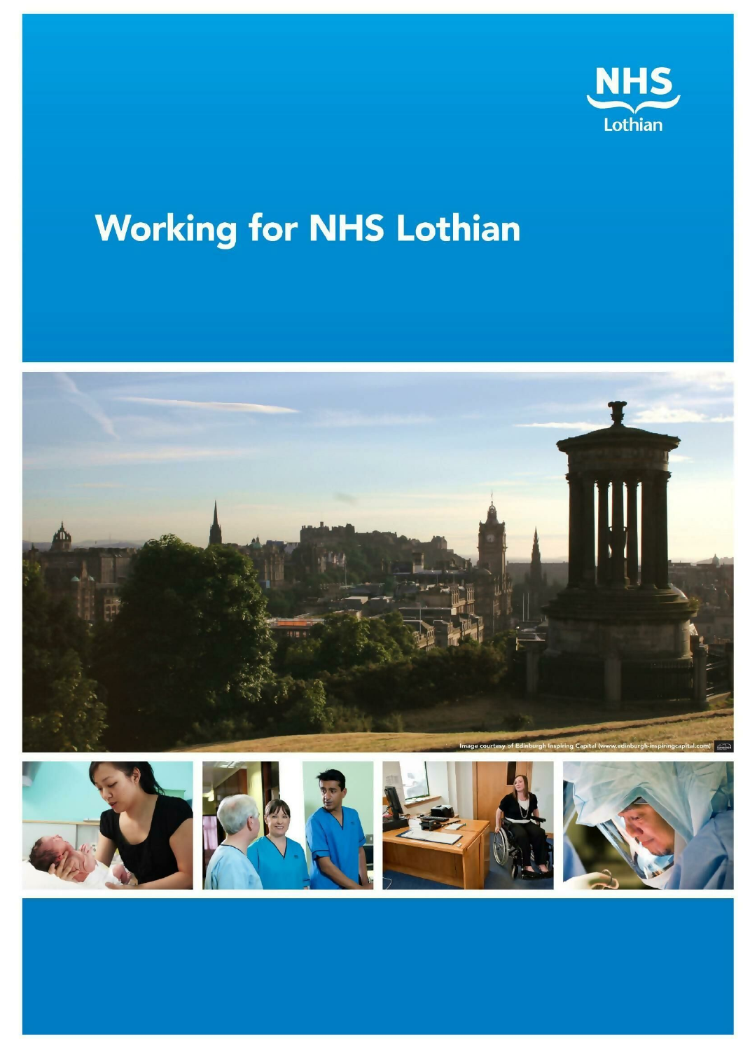NHS Lothian

# Working for NHS Lothian

Image courtesy of Edinburgh Inspiring Capital (www.edinburgh-inspiringcapital.com)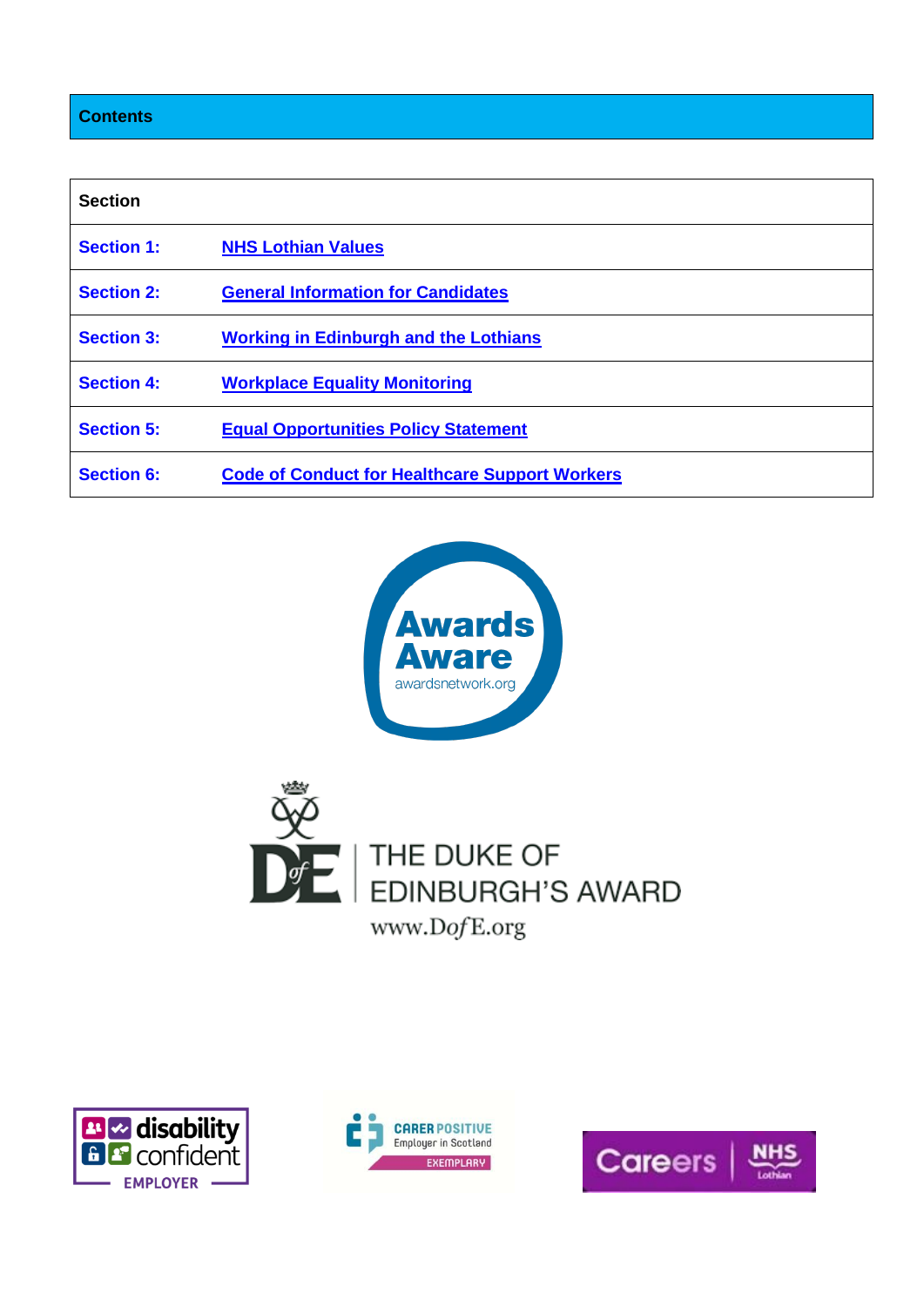## Contents

| Section | |
|---|---|
| Section 1: | NHS Lothian Values |
| Section 2: | General Information for Candidates |
| Section 3: | Working in Edinburgh and the Lothians |
| Section 4: | Workplace Equality Monitoring |
| Section 5: | Equal Opportunities Policy Statement |
| Section 6: | Code of Conduct for Healthcare Support Workers |

Awards Aware
awardsnetwork.org

THE DUKE OF EDINBURGH'S AWARD
www.DofE.org

disability confident EMPLOYER

CARER POSITIVE Employer in Scotland EXEMPLARY

Careers NHS Lothian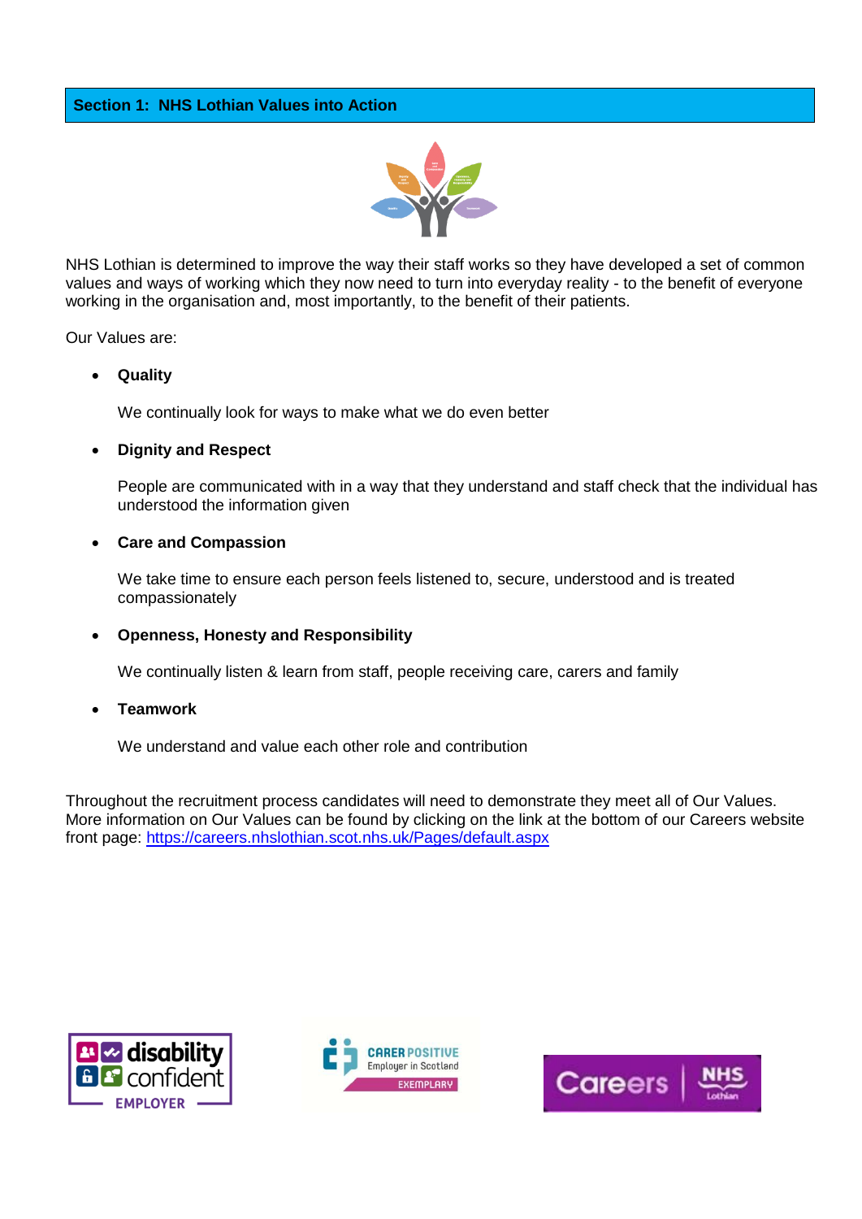## Section 1: NHS Lothian Values into Action

NHS Lothian is determined to improve the way their staff works so they have developed a set of common values and ways of working which they now need to turn into everyday reality - to the benefit of everyone working in the organisation and, most importantly, to the benefit of their patients.

Our Values are:

- **Quality**

  We continually look for ways to make what we do even better

- **Dignity and Respect**

  People are communicated with in a way that they understand and staff check that the individual has understood the information given

- **Care and Compassion**

  We take time to ensure each person feels listened to, secure, understood and is treated compassionately

- **Openness, Honesty and Responsibility**

  We continually listen & learn from staff, people receiving care, carers and family

- **Teamwork**

  We understand and value each other role and contribution

Throughout the recruitment process candidates will need to demonstrate they meet all of Our Values. More information on Our Values can be found by clicking on the link at the bottom of our Careers website front page: [https://careers.nhslothian.scot.nhs.uk/Pages/default.aspx](https://careers.nhslothian.scot.nhs.uk/Pages/default.aspx)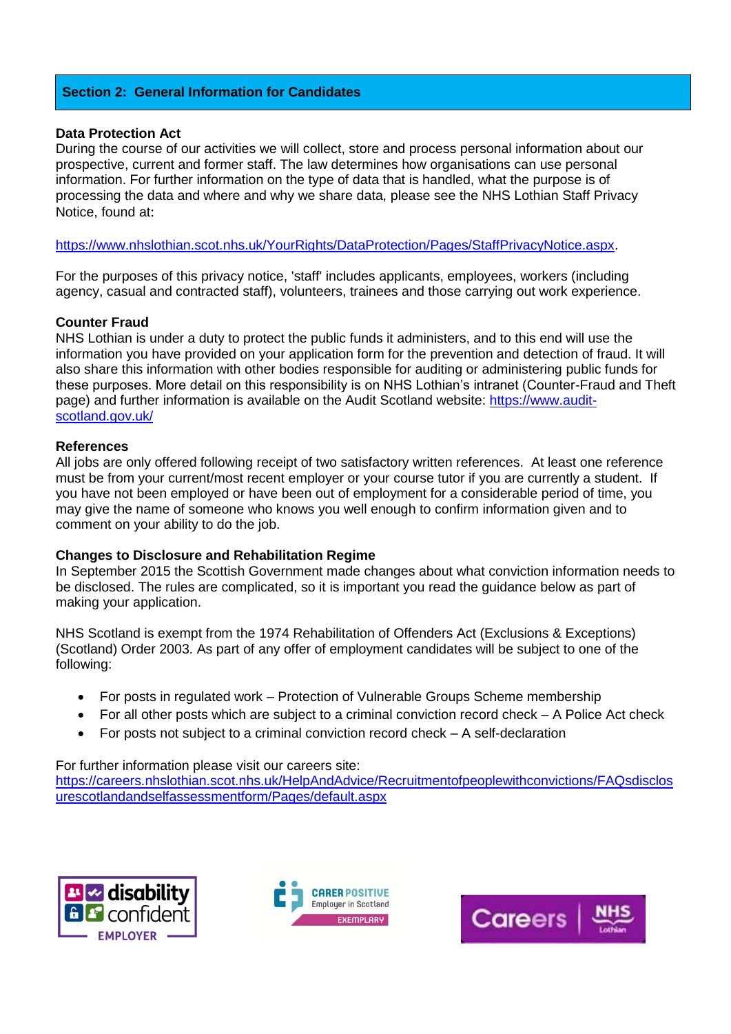## Section 2: General Information for Candidates

**Data Protection Act**
During the course of our activities we will collect, store and process personal information about our prospective, current and former staff. The law determines how organisations can use personal information. For further information on the type of data that is handled, what the purpose is of processing the data and where and why we share data, please see the NHS Lothian Staff Privacy Notice, found at:

https://www.nhslothian.scot.nhs.uk/YourRights/DataProtection/Pages/StaffPrivacyNotice.aspx.

For the purposes of this privacy notice, 'staff' includes applicants, employees, workers (including agency, casual and contracted staff), volunteers, trainees and those carrying out work experience.

**Counter Fraud**
NHS Lothian is under a duty to protect the public funds it administers, and to this end will use the information you have provided on your application form for the prevention and detection of fraud. It will also share this information with other bodies responsible for auditing or administering public funds for these purposes. More detail on this responsibility is on NHS Lothian's intranet (Counter-Fraud and Theft page) and further information is available on the Audit Scotland website: https://www.audit-scotland.gov.uk/

**References**
All jobs are only offered following receipt of two satisfactory written references. At least one reference must be from your current/most recent employer or your course tutor if you are currently a student. If you have not been employed or have been out of employment for a considerable period of time, you may give the name of someone who knows you well enough to confirm information given and to comment on your ability to do the job.

**Changes to Disclosure and Rehabilitation Regime**
In September 2015 the Scottish Government made changes about what conviction information needs to be disclosed. The rules are complicated, so it is important you read the guidance below as part of making your application.

NHS Scotland is exempt from the 1974 Rehabilitation of Offenders Act (Exclusions & Exceptions) (Scotland) Order 2003. As part of any offer of employment candidates will be subject to one of the following:

- For posts in regulated work – Protection of Vulnerable Groups Scheme membership
- For all other posts which are subject to a criminal conviction record check – A Police Act check
- For posts not subject to a criminal conviction record check – A self-declaration

For further information please visit our careers site:
https://careers.nhslothian.scot.nhs.uk/HelpAndAdvice/Recruitmentofpeoplewithconvictions/FAQsdisclosurescotlandandselfassessmentform/Pages/default.aspx

disability confident EMPLOYER

CARER POSITIVE Employer in Scotland EXEMPLARY

Careers NHS Lothian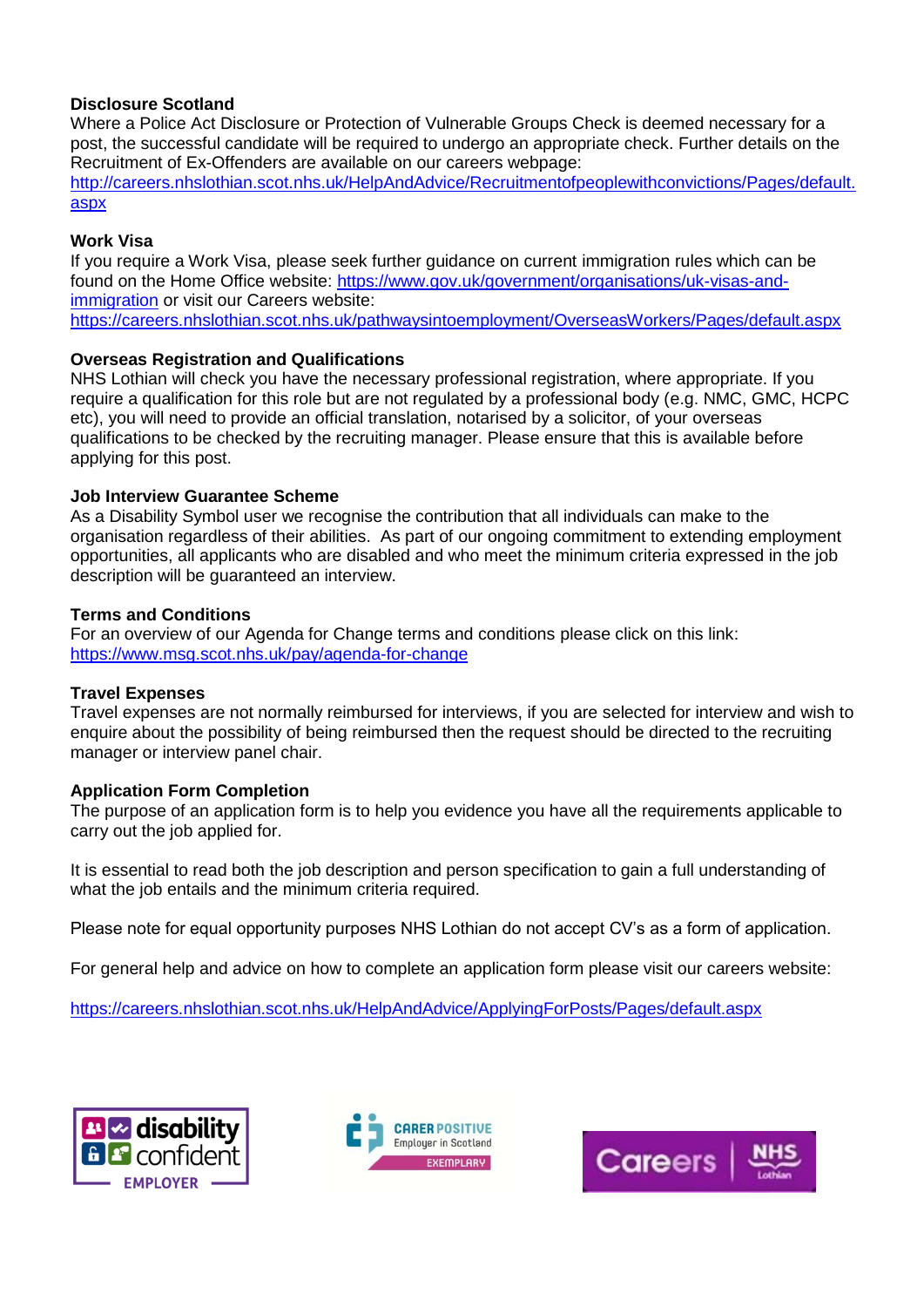**Disclosure Scotland**

Where a Police Act Disclosure or Protection of Vulnerable Groups Check is deemed necessary for a post, the successful candidate will be required to undergo an appropriate check. Further details on the Recruitment of Ex-Offenders are available on our careers webpage: http://careers.nhslothian.scot.nhs.uk/HelpAndAdvice/Recruitmentofpeoplewithconvictions/Pages/default.aspx

**Work Visa**

If you require a Work Visa, please seek further guidance on current immigration rules which can be found on the Home Office website: https://www.gov.uk/government/organisations/uk-visas-and-immigration or visit our Careers website: https://careers.nhslothian.scot.nhs.uk/pathwaysintoemployment/OverseasWorkers/Pages/default.aspx

**Overseas Registration and Qualifications**

NHS Lothian will check you have the necessary professional registration, where appropriate. If you require a qualification for this role but are not regulated by a professional body (e.g. NMC, GMC, HCPC etc), you will need to provide an official translation, notarised by a solicitor, of your overseas qualifications to be checked by the recruiting manager. Please ensure that this is available before applying for this post.

**Job Interview Guarantee Scheme**

As a Disability Symbol user we recognise the contribution that all individuals can make to the organisation regardless of their abilities. As part of our ongoing commitment to extending employment opportunities, all applicants who are disabled and who meet the minimum criteria expressed in the job description will be guaranteed an interview.

**Terms and Conditions**

For an overview of our Agenda for Change terms and conditions please click on this link: https://www.msg.scot.nhs.uk/pay/agenda-for-change

**Travel Expenses**

Travel expenses are not normally reimbursed for interviews, if you are selected for interview and wish to enquire about the possibility of being reimbursed then the request should be directed to the recruiting manager or interview panel chair.

**Application Form Completion**

The purpose of an application form is to help you evidence you have all the requirements applicable to carry out the job applied for.

It is essential to read both the job description and person specification to gain a full understanding of what the job entails and the minimum criteria required.

Please note for equal opportunity purposes NHS Lothian do not accept CV's as a form of application.

For general help and advice on how to complete an application form please visit our careers website:

https://careers.nhslothian.scot.nhs.uk/HelpAndAdvice/ApplyingForPosts/Pages/default.aspx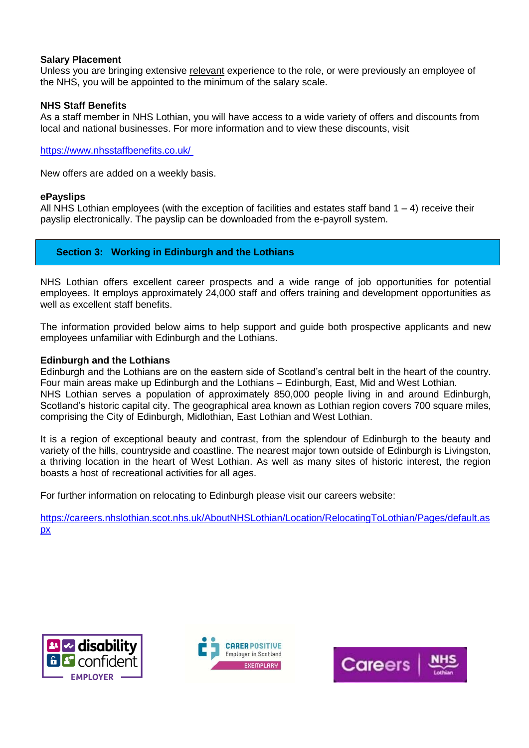**Salary Placement**
Unless you are bringing extensive relevant experience to the role, or were previously an employee of the NHS, you will be appointed to the minimum of the salary scale.

**NHS Staff Benefits**
As a staff member in NHS Lothian, you will have access to a wide variety of offers and discounts from local and national businesses. For more information and to view these discounts, visit

https://www.nhsstaffbenefits.co.uk/

New offers are added on a weekly basis.

**ePayslips**
All NHS Lothian employees (with the exception of facilities and estates staff band 1 – 4) receive their payslip electronically. The payslip can be downloaded from the e-payroll system.

## Section 3: Working in Edinburgh and the Lothians

NHS Lothian offers excellent career prospects and a wide range of job opportunities for potential employees. It employs approximately 24,000 staff and offers training and development opportunities as well as excellent staff benefits.

The information provided below aims to help support and guide both prospective applicants and new employees unfamiliar with Edinburgh and the Lothians.

**Edinburgh and the Lothians**
Edinburgh and the Lothians are on the eastern side of Scotland's central belt in the heart of the country. Four main areas make up Edinburgh and the Lothians – Edinburgh, East, Mid and West Lothian.
NHS Lothian serves a population of approximately 850,000 people living in and around Edinburgh, Scotland's historic capital city. The geographical area known as Lothian region covers 700 square miles, comprising the City of Edinburgh, Midlothian, East Lothian and West Lothian.

It is a region of exceptional beauty and contrast, from the splendour of Edinburgh to the beauty and variety of the hills, countryside and coastline. The nearest major town outside of Edinburgh is Livingston, a thriving location in the heart of West Lothian. As well as many sites of historic interest, the region boasts a host of recreational activities for all ages.

For further information on relocating to Edinburgh please visit our careers website:

https://careers.nhslothian.scot.nhs.uk/AboutNHSLothian/Location/RelocatingToLothian/Pages/default.aspx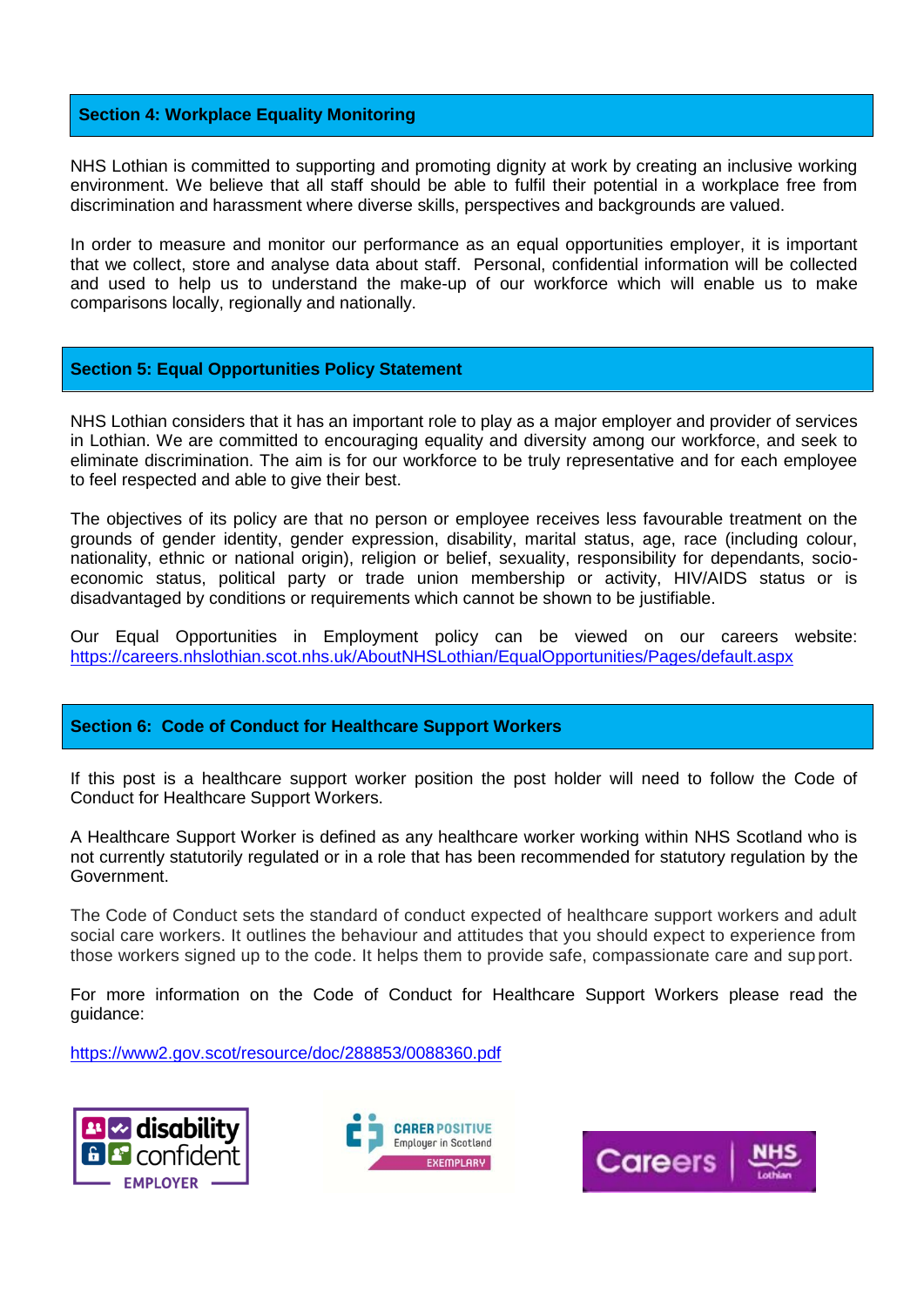## Section 4: Workplace Equality Monitoring

NHS Lothian is committed to supporting and promoting dignity at work by creating an inclusive working environment. We believe that all staff should be able to fulfil their potential in a workplace free from discrimination and harassment where diverse skills, perspectives and backgrounds are valued.

In order to measure and monitor our performance as an equal opportunities employer, it is important that we collect, store and analyse data about staff. Personal, confidential information will be collected and used to help us to understand the make-up of our workforce which will enable us to make comparisons locally, regionally and nationally.

## Section 5: Equal Opportunities Policy Statement

NHS Lothian considers that it has an important role to play as a major employer and provider of services in Lothian. We are committed to encouraging equality and diversity among our workforce, and seek to eliminate discrimination. The aim is for our workforce to be truly representative and for each employee to feel respected and able to give their best.

The objectives of its policy are that no person or employee receives less favourable treatment on the grounds of gender identity, gender expression, disability, marital status, age, race (including colour, nationality, ethnic or national origin), religion or belief, sexuality, responsibility for dependants, socio-economic status, political party or trade union membership or activity, HIV/AIDS status or is disadvantaged by conditions or requirements which cannot be shown to be justifiable.

Our Equal Opportunities in Employment policy can be viewed on our careers website: https://careers.nhslothian.scot.nhs.uk/AboutNHSLothian/EqualOpportunities/Pages/default.aspx

## Section 6: Code of Conduct for Healthcare Support Workers

If this post is a healthcare support worker position the post holder will need to follow the Code of Conduct for Healthcare Support Workers.

A Healthcare Support Worker is defined as any healthcare worker working within NHS Scotland who is not currently statutorily regulated or in a role that has been recommended for statutory regulation by the Government.

The Code of Conduct sets the standard of conduct expected of healthcare support workers and adult social care workers. It outlines the behaviour and attitudes that you should expect to experience from those workers signed up to the code. It helps them to provide safe, compassionate care and support.

For more information on the Code of Conduct for Healthcare Support Workers please read the guidance:

https://www2.gov.scot/resource/doc/288853/0088360.pdf

disability confident EMPLOYER

CARER POSITIVE Employer in Scotland EXEMPLARY

Careers | NHS Lothian